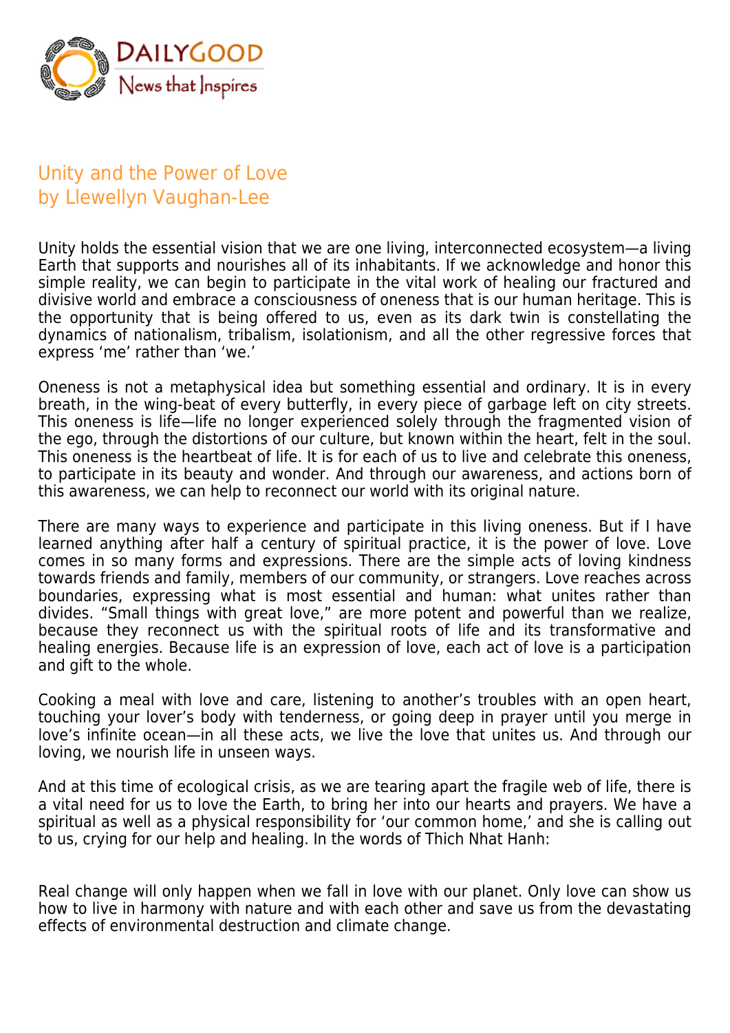# Unity and the Power of Love
by Llewellyn Vaughan-Lee

Unity holds the essential vision that we are one living, interconnected ecosystem—a living Earth that supports and nourishes all of its inhabitants. If we acknowledge and honor this simple reality, we can begin to participate in the vital work of healing our fractured and divisive world and embrace a consciousness of oneness that is our human heritage. This is the opportunity that is being offered to us, even as its dark twin is constellating the dynamics of nationalism, tribalism, isolationism, and all the other regressive forces that express 'me' rather than 'we.'

Oneness is not a metaphysical idea but something essential and ordinary. It is in every breath, in the wing-beat of every butterfly, in every piece of garbage left on city streets. This oneness is life—life no longer experienced solely through the fragmented vision of the ego, through the distortions of our culture, but known within the heart, felt in the soul. This oneness is the heartbeat of life. It is for each of us to live and celebrate this oneness, to participate in its beauty and wonder. And through our awareness, and actions born of this awareness, we can help to reconnect our world with its original nature.

There are many ways to experience and participate in this living oneness. But if I have learned anything after half a century of spiritual practice, it is the power of love. Love comes in so many forms and expressions. There are the simple acts of loving kindness towards friends and family, members of our community, or strangers. Love reaches across boundaries, expressing what is most essential and human: what unites rather than divides. "Small things with great love," are more potent and powerful than we realize, because they reconnect us with the spiritual roots of life and its transformative and healing energies. Because life is an expression of love, each act of love is a participation and gift to the whole.

Cooking a meal with love and care, listening to another's troubles with an open heart, touching your lover's body with tenderness, or going deep in prayer until you merge in love's infinite ocean—in all these acts, we live the love that unites us. And through our loving, we nourish life in unseen ways.

And at this time of ecological crisis, as we are tearing apart the fragile web of life, there is a vital need for us to love the Earth, to bring her into our hearts and prayers. We have a spiritual as well as a physical responsibility for 'our common home,' and she is calling out to us, crying for our help and healing. In the words of Thich Nhat Hanh:

Real change will only happen when we fall in love with our planet. Only love can show us how to live in harmony with nature and with each other and save us from the devastating effects of environmental destruction and climate change.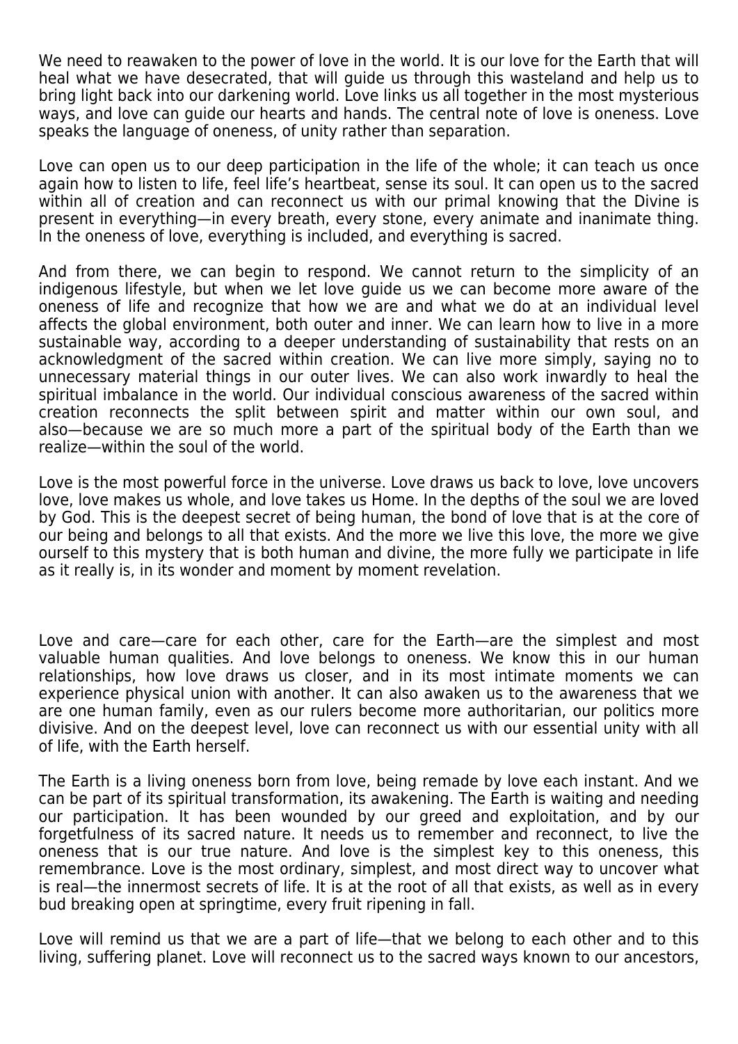We need to reawaken to the power of love in the world. It is our love for the Earth that will heal what we have desecrated, that will guide us through this wasteland and help us to bring light back into our darkening world. Love links us all together in the most mysterious ways, and love can guide our hearts and hands. The central note of love is oneness. Love speaks the language of oneness, of unity rather than separation.

Love can open us to our deep participation in the life of the whole; it can teach us once again how to listen to life, feel life's heartbeat, sense its soul. It can open us to the sacred within all of creation and can reconnect us with our primal knowing that the Divine is present in everything—in every breath, every stone, every animate and inanimate thing. In the oneness of love, everything is included, and everything is sacred.

And from there, we can begin to respond. We cannot return to the simplicity of an indigenous lifestyle, but when we let love guide us we can become more aware of the oneness of life and recognize that how we are and what we do at an individual level affects the global environment, both outer and inner. We can learn how to live in a more sustainable way, according to a deeper understanding of sustainability that rests on an acknowledgment of the sacred within creation. We can live more simply, saying no to unnecessary material things in our outer lives. We can also work inwardly to heal the spiritual imbalance in the world. Our individual conscious awareness of the sacred within creation reconnects the split between spirit and matter within our own soul, and also—because we are so much more a part of the spiritual body of the Earth than we realize—within the soul of the world.

Love is the most powerful force in the universe. Love draws us back to love, love uncovers love, love makes us whole, and love takes us Home. In the depths of the soul we are loved by God. This is the deepest secret of being human, the bond of love that is at the core of our being and belongs to all that exists. And the more we live this love, the more we give ourself to this mystery that is both human and divine, the more fully we participate in life as it really is, in its wonder and moment by moment revelation.

Love and care—care for each other, care for the Earth—are the simplest and most valuable human qualities. And love belongs to oneness. We know this in our human relationships, how love draws us closer, and in its most intimate moments we can experience physical union with another. It can also awaken us to the awareness that we are one human family, even as our rulers become more authoritarian, our politics more divisive. And on the deepest level, love can reconnect us with our essential unity with all of life, with the Earth herself.

The Earth is a living oneness born from love, being remade by love each instant. And we can be part of its spiritual transformation, its awakening. The Earth is waiting and needing our participation. It has been wounded by our greed and exploitation, and by our forgetfulness of its sacred nature. It needs us to remember and reconnect, to live the oneness that is our true nature. And love is the simplest key to this oneness, this remembrance. Love is the most ordinary, simplest, and most direct way to uncover what is real—the innermost secrets of life. It is at the root of all that exists, as well as in every bud breaking open at springtime, every fruit ripening in fall.

Love will remind us that we are a part of life—that we belong to each other and to this living, suffering planet. Love will reconnect us to the sacred ways known to our ancestors,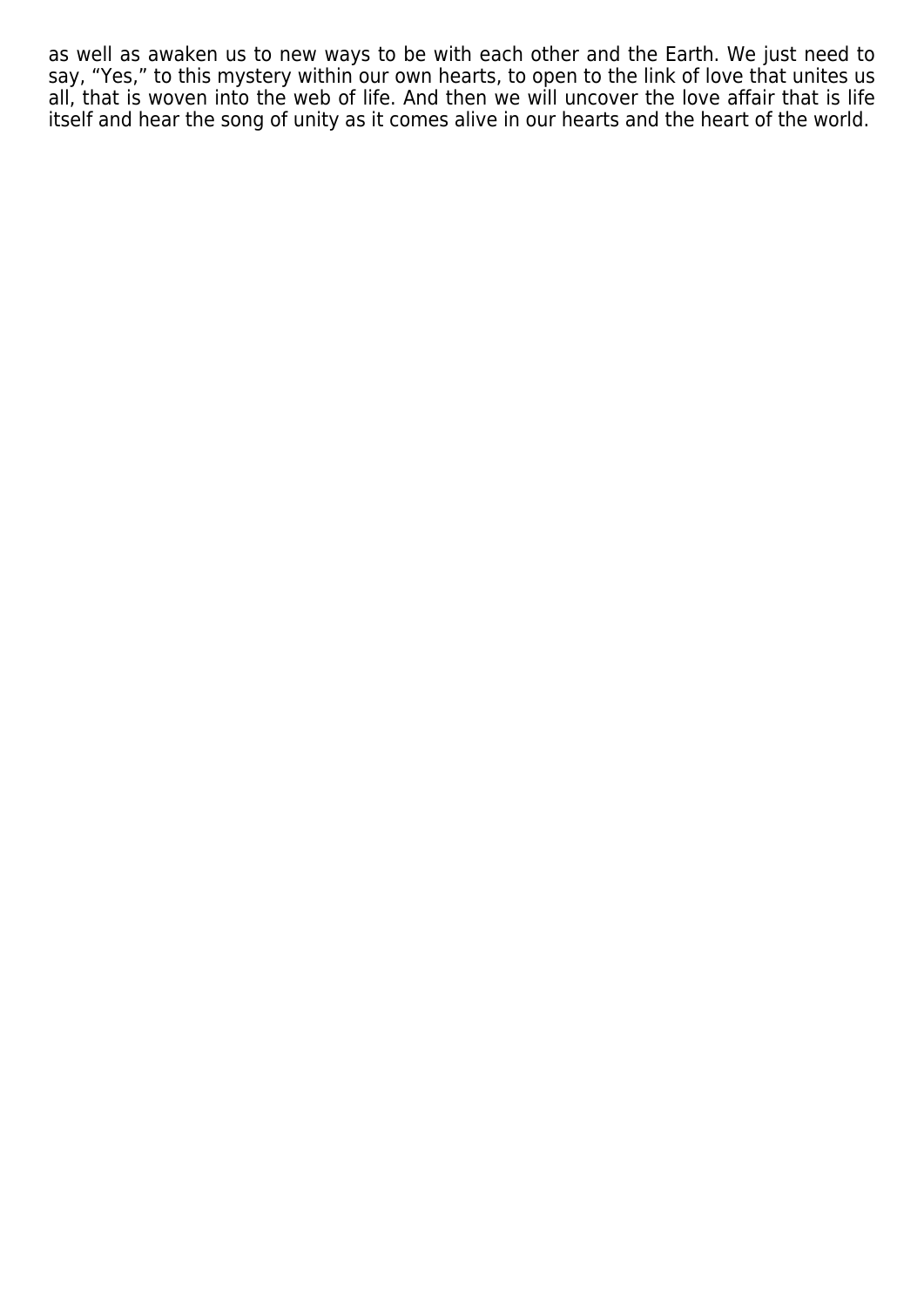as well as awaken us to new ways to be with each other and the Earth. We just need to say, “Yes,” to this mystery within our own hearts, to open to the link of love that unites us all, that is woven into the web of life. And then we will uncover the love affair that is life itself and hear the song of unity as it comes alive in our hearts and the heart of the world.